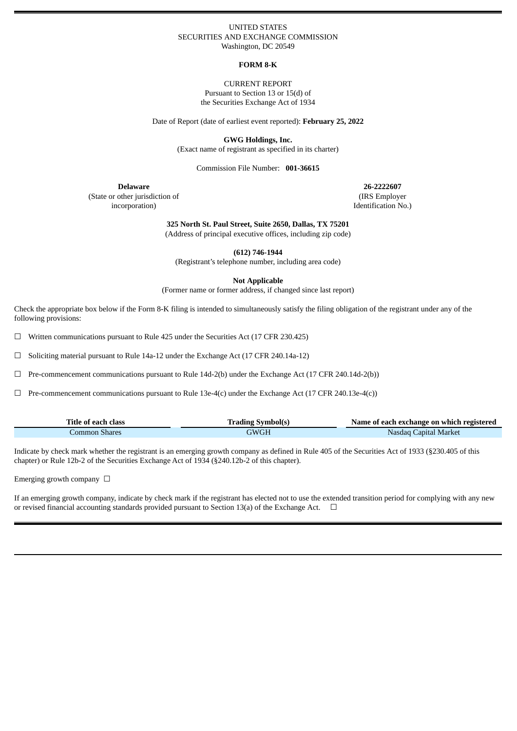UNITED STATES
SECURITIES AND EXCHANGE COMMISSION
Washington, DC 20549

**FORM 8-K**

CURRENT REPORT
Pursuant to Section 13 or 15(d) of
the Securities Exchange Act of 1934

Date of Report (date of earliest event reported): **February 25, 2022**

**GWG Holdings, Inc.**
(Exact name of registrant as specified in its charter)

Commission File Number: **001-36615**

| **Delaware** | **26-2222607** |
|---|---|
| (State or other jurisdiction of incorporation) | (IRS Employer Identification No.) |

**325 North St. Paul Street, Suite 2650, Dallas, TX 75201**
(Address of principal executive offices, including zip code)

**(612) 746-1944**
(Registrant's telephone number, including area code)

**Not Applicable**
(Former name or former address, if changed since last report)

Check the appropriate box below if the Form 8-K filing is intended to simultaneously satisfy the filing obligation of the registrant under any of the following provisions:

☐ Written communications pursuant to Rule 425 under the Securities Act (17 CFR 230.425)

☐ Soliciting material pursuant to Rule 14a-12 under the Exchange Act (17 CFR 240.14a-12)

☐ Pre-commencement communications pursuant to Rule 14d-2(b) under the Exchange Act (17 CFR 240.14d-2(b))

☐ Pre-commencement communications pursuant to Rule 13e-4(c) under the Exchange Act (17 CFR 240.13e-4(c))

| Title of each class | Trading Symbol(s) | Name of each exchange on which registered |
|---|---|---|
| Common Shares | GWGH | Nasdaq Capital Market |

Indicate by check mark whether the registrant is an emerging growth company as defined in Rule 405 of the Securities Act of 1933 (§230.405 of this chapter) or Rule 12b-2 of the Securities Exchange Act of 1934 (§240.12b-2 of this chapter).

Emerging growth company ☐

If an emerging growth company, indicate by check mark if the registrant has elected not to use the extended transition period for complying with any new or revised financial accounting standards provided pursuant to Section 13(a) of the Exchange Act. ☐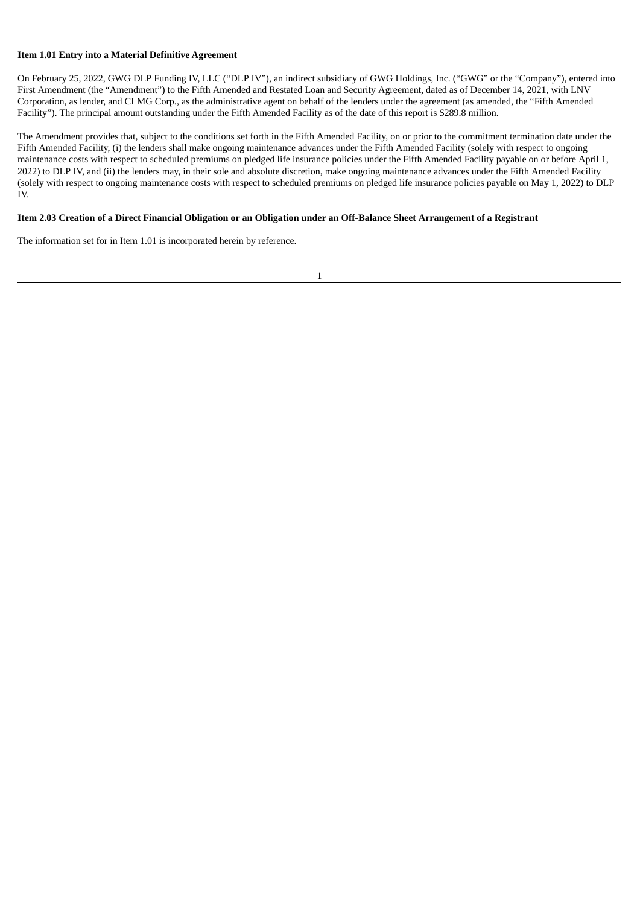**Item 1.01 Entry into a Material Definitive Agreement**

On February 25, 2022, GWG DLP Funding IV, LLC ("DLP IV"), an indirect subsidiary of GWG Holdings, Inc. ("GWG" or the "Company"), entered into First Amendment (the "Amendment") to the Fifth Amended and Restated Loan and Security Agreement, dated as of December 14, 2021, with LNV Corporation, as lender, and CLMG Corp., as the administrative agent on behalf of the lenders under the agreement (as amended, the "Fifth Amended Facility"). The principal amount outstanding under the Fifth Amended Facility as of the date of this report is $289.8 million.

The Amendment provides that, subject to the conditions set forth in the Fifth Amended Facility, on or prior to the commitment termination date under the Fifth Amended Facility, (i) the lenders shall make ongoing maintenance advances under the Fifth Amended Facility (solely with respect to ongoing maintenance costs with respect to scheduled premiums on pledged life insurance policies under the Fifth Amended Facility payable on or before April 1, 2022) to DLP IV, and (ii) the lenders may, in their sole and absolute discretion, make ongoing maintenance advances under the Fifth Amended Facility (solely with respect to ongoing maintenance costs with respect to scheduled premiums on pledged life insurance policies payable on May 1, 2022) to DLP IV.

**Item 2.03 Creation of a Direct Financial Obligation or an Obligation under an Off-Balance Sheet Arrangement of a Registrant**

The information set for in Item 1.01 is incorporated herein by reference.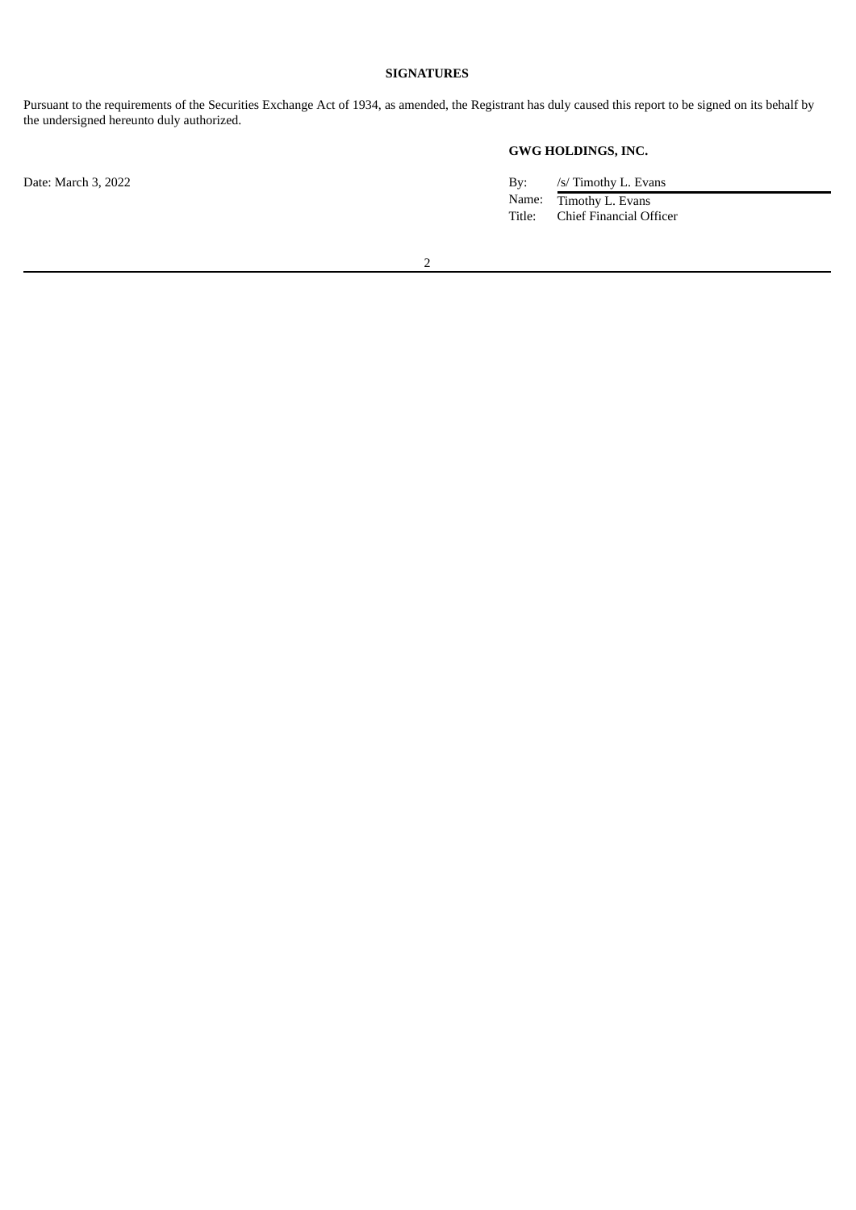**SIGNATURES**

Pursuant to the requirements of the Securities Exchange Act of 1934, as amended, the Registrant has duly caused this report to be signed on its behalf by the undersigned hereunto duly authorized.

**GWG HOLDINGS, INC.**

| | | |
|---|---|---|
| Date: March 3, 2022 | By: | /s/ Timothy L. Evans |
| | Name: | Timothy L. Evans |
| | Title: | Chief Financial Officer |